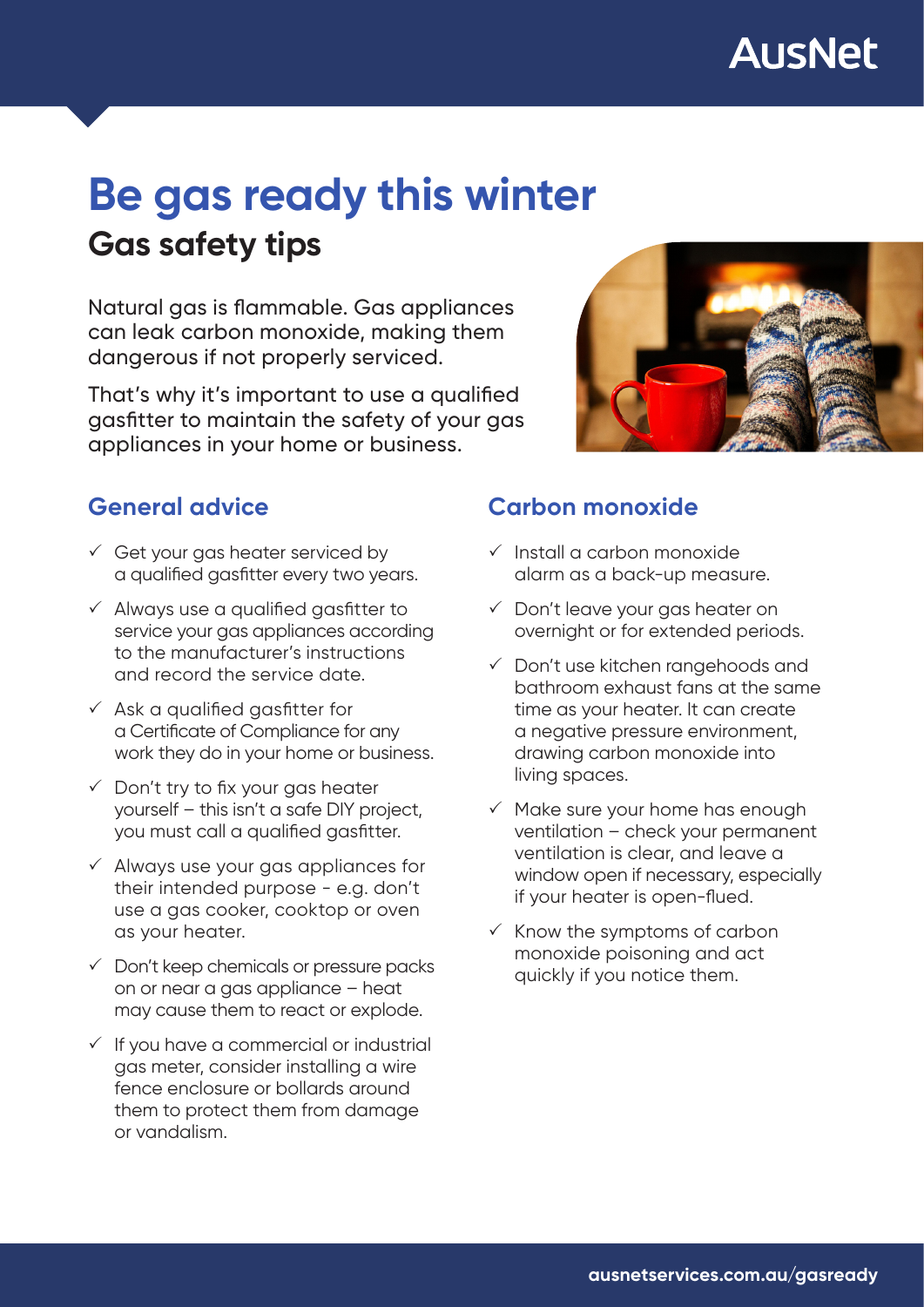# Be gas ready this winter

## Gas safety tips

Natural gas is flammable. Gas appliances can leak carbon monoxide, making them dangerous if not properly serviced.

That's why it's important to use a qualified gasfitter to maintain the safety of your gas appliances in your home or business.

### General advice

- ✓ Get your gas heater serviced by a qualified gasfitter every two years.
- ✓ Always use a qualified gasfitter to service your gas appliances according to the manufacturer's instructions and record the service date.
- ✓ Ask a qualified gasfitter for a Certificate of Compliance for any work they do in your home or business.
- ✓ Don't try to fix your gas heater yourself – this isn't a safe DIY project, you must call a qualified gasfitter.
- ✓ Always use your gas appliances for their intended purpose - e.g. don't use a gas cooker, cooktop or oven as your heater.
- ✓ Don't keep chemicals or pressure packs on or near a gas appliance – heat may cause them to react or explode.
- ✓ If you have a commercial or industrial gas meter, consider installing a wire fence enclosure or bollards around them to protect them from damage or vandalism.

### Carbon monoxide

- ✓ Install a carbon monoxide alarm as a back-up measure.
- ✓ Don't leave your gas heater on overnight or for extended periods.
- ✓ Don't use kitchen rangehoods and bathroom exhaust fans at the same time as your heater. It can create a negative pressure environment, drawing carbon monoxide into living spaces.
- ✓ Make sure your home has enough ventilation – check your permanent ventilation is clear, and leave a window open if necessary, especially if your heater is open-flued.
- ✓ Know the symptoms of carbon monoxide poisoning and act quickly if you notice them.

ausnetservices.com.au/gasready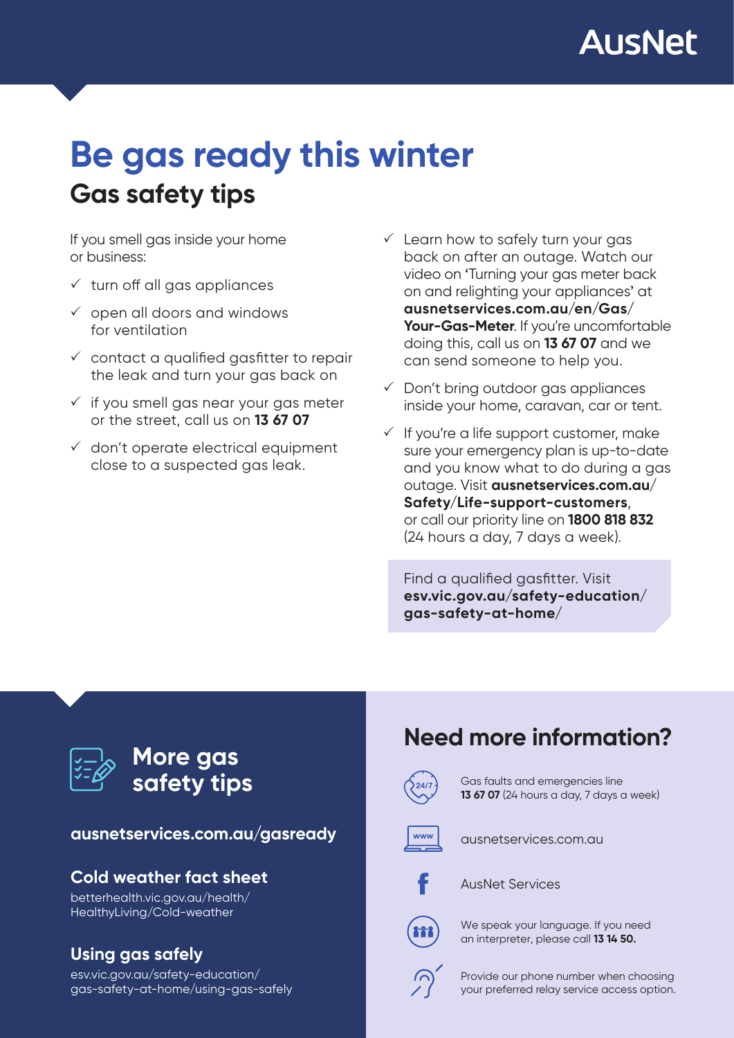AusNet

# Be gas ready this winter

## Gas safety tips

If you smell gas inside your home or business:

- ✓ turn off all gas appliances
- ✓ open all doors and windows for ventilation
- ✓ contact a qualified gasfitter to repair the leak and turn your gas back on
- ✓ if you smell gas near your gas meter or the street, call us on **13 67 07**
- ✓ don't operate electrical equipment close to a suspected gas leak.
- ✓ Learn how to safely turn your gas back on after an outage. Watch our video on 'Turning your gas meter back on and relighting your appliances' at **ausnetservices.com.au/en/Gas/Your-Gas-Meter**. If you're uncomfortable doing this, call us on **13 67 07** and we can send someone to help you.
- ✓ Don't bring outdoor gas appliances inside your home, caravan, car or tent.
- ✓ If you're a life support customer, make sure your emergency plan is up-to-date and you know what to do during a gas outage. Visit **ausnetservices.com.au/Safety/Life-support-customers**, or call our priority line on **1800 818 832** (24 hours a day, 7 days a week).

Find a qualified gasfitter. Visit **esv.vic.gov.au/safety-education/gas-safety-at-home/**

## More gas safety tips

**ausnetservices.com.au/gasready**

### Cold weather fact sheet

betterhealth.vic.gov.au/health/HealthyLiving/Cold-weather

### Using gas safely

esv.vic.gov.au/safety-education/gas-safety-at-home/using-gas-safely

## Need more information?

Gas faults and emergencies line
**13 67 07** (24 hours a day, 7 days a week)

ausnetservices.com.au

AusNet Services

We speak your language. If you need an interpreter, please call **13 14 50.**

Provide our phone number when choosing your preferred relay service access option.